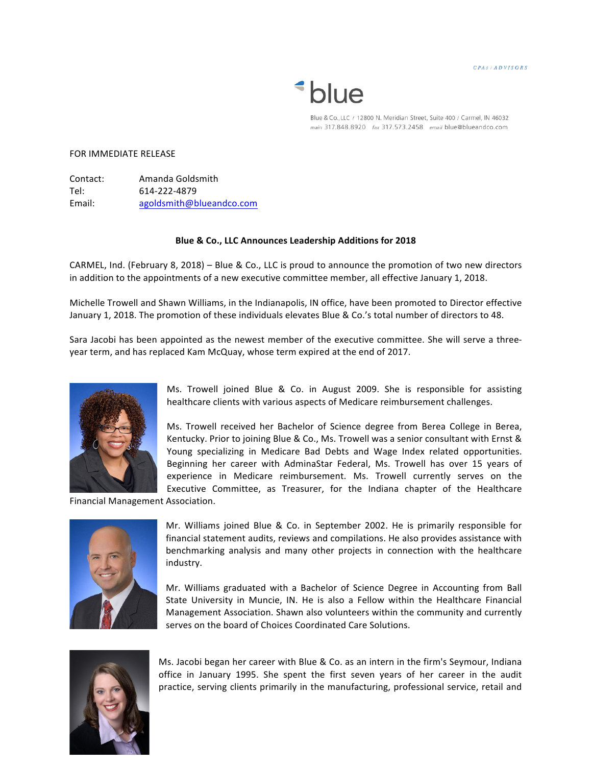CPAS / ADVISORS

blue

Blue & Co., LLC / 12800 N. Meridian Street, Suite 400 / Carmel, IN 46032
main 317.848.8920 fax 317.573.2458 email blue@blueandco.com

FOR IMMEDIATE RELEASE

Contact: Amanda Goldsmith
Tel: 614-222-4879
Email: agoldsmith@blueandco.com

**Blue & Co., LLC Announces Leadership Additions for 2018**

CARMEL, Ind. (February 8, 2018) – Blue & Co., LLC is proud to announce the promotion of two new directors in addition to the appointments of a new executive committee member, all effective January 1, 2018.

Michelle Trowell and Shawn Williams, in the Indianapolis, IN office, have been promoted to Director effective January 1, 2018. The promotion of these individuals elevates Blue & Co.'s total number of directors to 48.

Sara Jacobi has been appointed as the newest member of the executive committee. She will serve a three-year term, and has replaced Kam McQuay, whose term expired at the end of 2017.

Ms. Trowell joined Blue & Co. in August 2009. She is responsible for assisting healthcare clients with various aspects of Medicare reimbursement challenges.

Ms. Trowell received her Bachelor of Science degree from Berea College in Berea, Kentucky. Prior to joining Blue & Co., Ms. Trowell was a senior consultant with Ernst & Young specializing in Medicare Bad Debts and Wage Index related opportunities. Beginning her career with AdminaStar Federal, Ms. Trowell has over 15 years of experience in Medicare reimbursement. Ms. Trowell currently serves on the Executive Committee, as Treasurer, for the Indiana chapter of the Healthcare Financial Management Association.

Mr. Williams joined Blue & Co. in September 2002. He is primarily responsible for financial statement audits, reviews and compilations. He also provides assistance with benchmarking analysis and many other projects in connection with the healthcare industry.

Mr. Williams graduated with a Bachelor of Science Degree in Accounting from Ball State University in Muncie, IN. He is also a Fellow within the Healthcare Financial Management Association. Shawn also volunteers within the community and currently serves on the board of Choices Coordinated Care Solutions.

Ms. Jacobi began her career with Blue & Co. as an intern in the firm's Seymour, Indiana office in January 1995. She spent the first seven years of her career in the audit practice, serving clients primarily in the manufacturing, professional service, retail and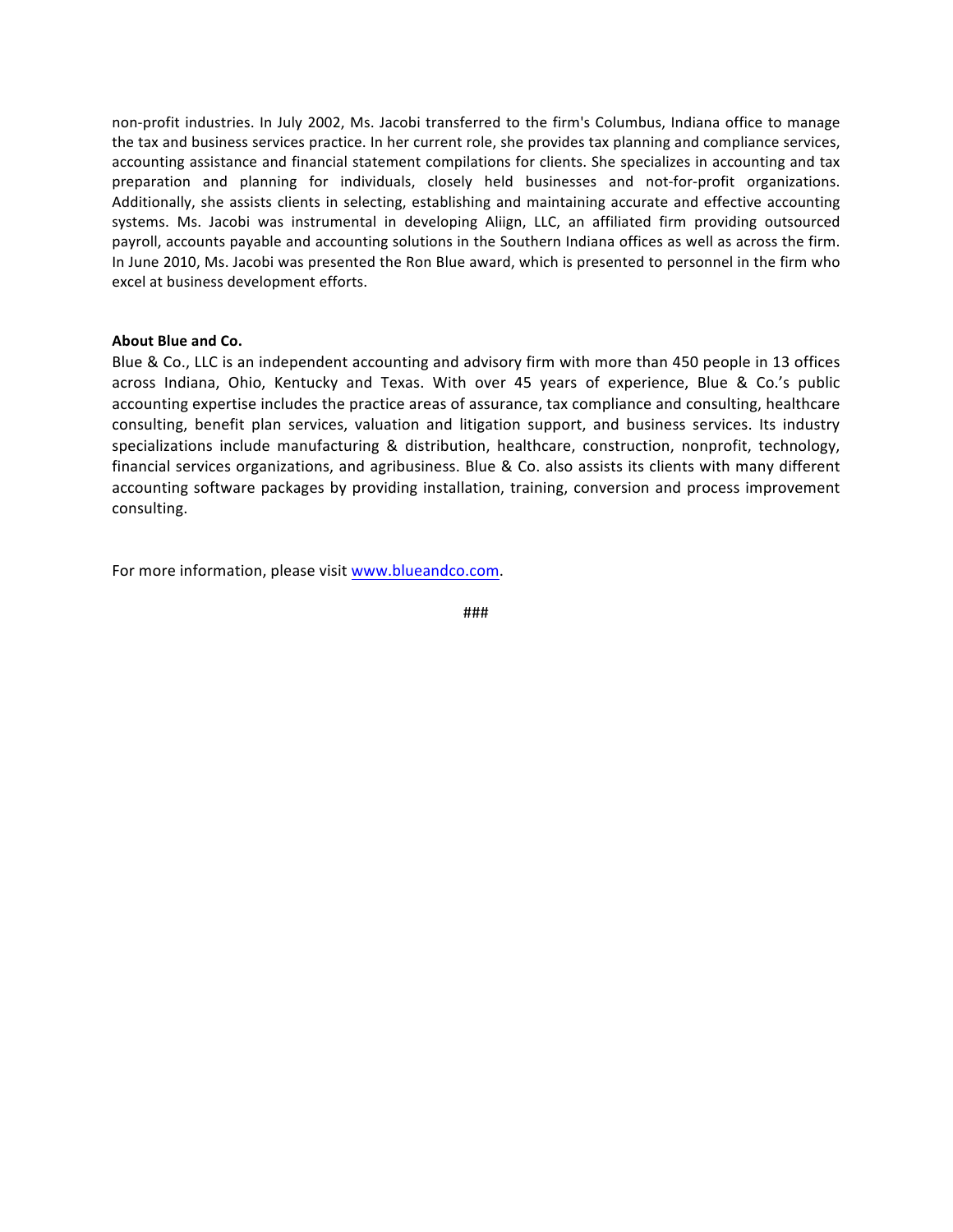non-profit industries. In July 2002, Ms. Jacobi transferred to the firm's Columbus, Indiana office to manage the tax and business services practice. In her current role, she provides tax planning and compliance services, accounting assistance and financial statement compilations for clients. She specializes in accounting and tax preparation and planning for individuals, closely held businesses and not-for-profit organizations. Additionally, she assists clients in selecting, establishing and maintaining accurate and effective accounting systems. Ms. Jacobi was instrumental in developing Aliign, LLC, an affiliated firm providing outsourced payroll, accounts payable and accounting solutions in the Southern Indiana offices as well as across the firm. In June 2010, Ms. Jacobi was presented the Ron Blue award, which is presented to personnel in the firm who excel at business development efforts.

**About Blue and Co.**

Blue & Co., LLC is an independent accounting and advisory firm with more than 450 people in 13 offices across Indiana, Ohio, Kentucky and Texas. With over 45 years of experience, Blue & Co.'s public accounting expertise includes the practice areas of assurance, tax compliance and consulting, healthcare consulting, benefit plan services, valuation and litigation support, and business services. Its industry specializations include manufacturing & distribution, healthcare, construction, nonprofit, technology, financial services organizations, and agribusiness. Blue & Co. also assists its clients with many different accounting software packages by providing installation, training, conversion and process improvement consulting.

For more information, please visit www.blueandco.com.

###